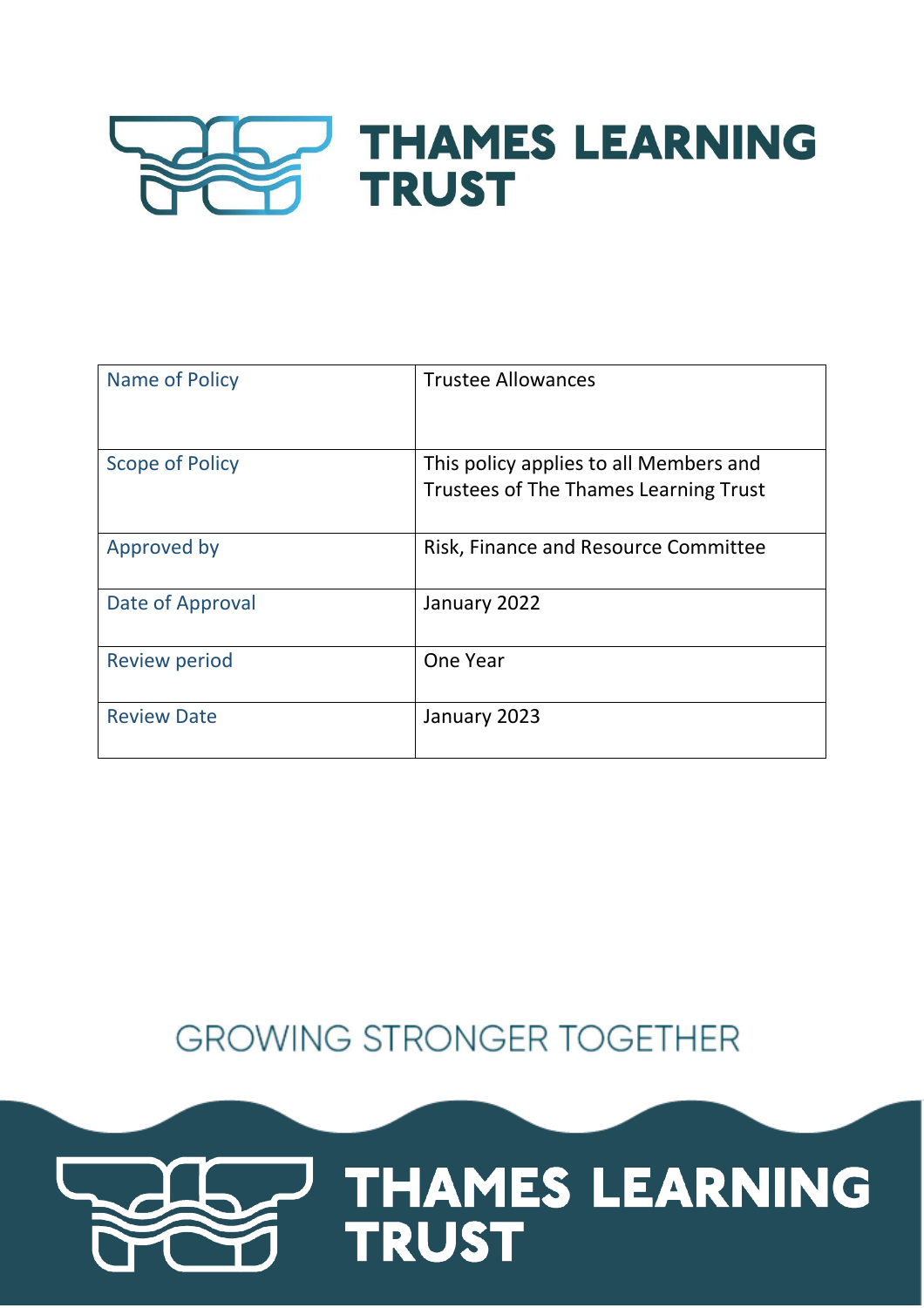# THAMES LEARNING TRUST

| Name of Policy | Trustee Allowances |
|---|---|
| Scope of Policy | This policy applies to all Members and Trustees of The Thames Learning Trust |
| Approved by | Risk, Finance and Resource Committee |
| Date of Approval | January 2022 |
| Review period | One Year |
| Review Date | January 2023 |

GROWING STRONGER TOGETHER

THAMES LEARNING TRUST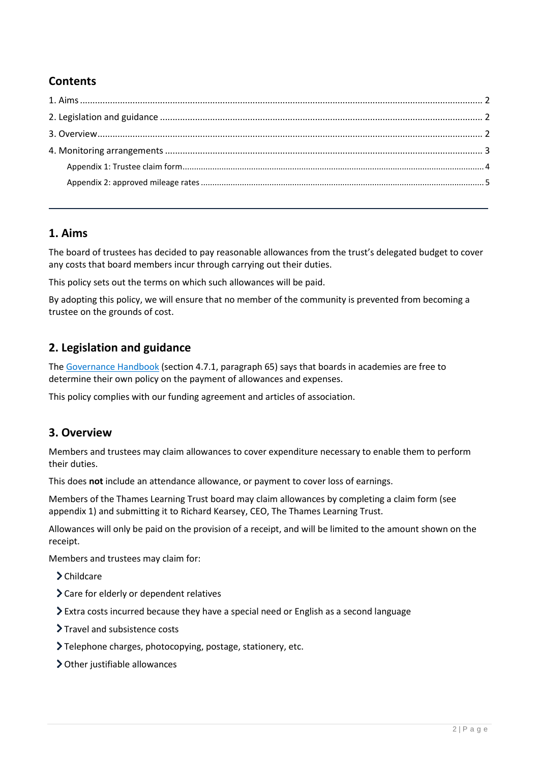## Contents

1. Aims ..... 2
2. Legislation and guidance ..... 2
3. Overview ..... 2
4. Monitoring arrangements ..... 3
   - Appendix 1: Trustee claim form ..... 4
   - Appendix 2: approved mileage rates ..... 5

---

## 1. Aims

The board of trustees has decided to pay reasonable allowances from the trust's delegated budget to cover any costs that board members incur through carrying out their duties.

This policy sets out the terms on which such allowances will be paid.

By adopting this policy, we will ensure that no member of the community is prevented from becoming a trustee on the grounds of cost.

## 2. Legislation and guidance

The [Governance Handbook](#) (section 4.7.1, paragraph 65) says that boards in academies are free to determine their own policy on the payment of allowances and expenses.

This policy complies with our funding agreement and articles of association.

## 3. Overview

Members and trustees may claim allowances to cover expenditure necessary to enable them to perform their duties.

This does **not** include an attendance allowance, or payment to cover loss of earnings.

Members of the Thames Learning Trust board may claim allowances by completing a claim form (see appendix 1) and submitting it to Richard Kearsey, CEO, The Thames Learning Trust.

Allowances will only be paid on the provision of a receipt, and will be limited to the amount shown on the receipt.

Members and trustees may claim for:

- Childcare
- Care for elderly or dependent relatives
- Extra costs incurred because they have a special need or English as a second language
- Travel and subsistence costs
- Telephone charges, photocopying, postage, stationery, etc.
- Other justifiable allowances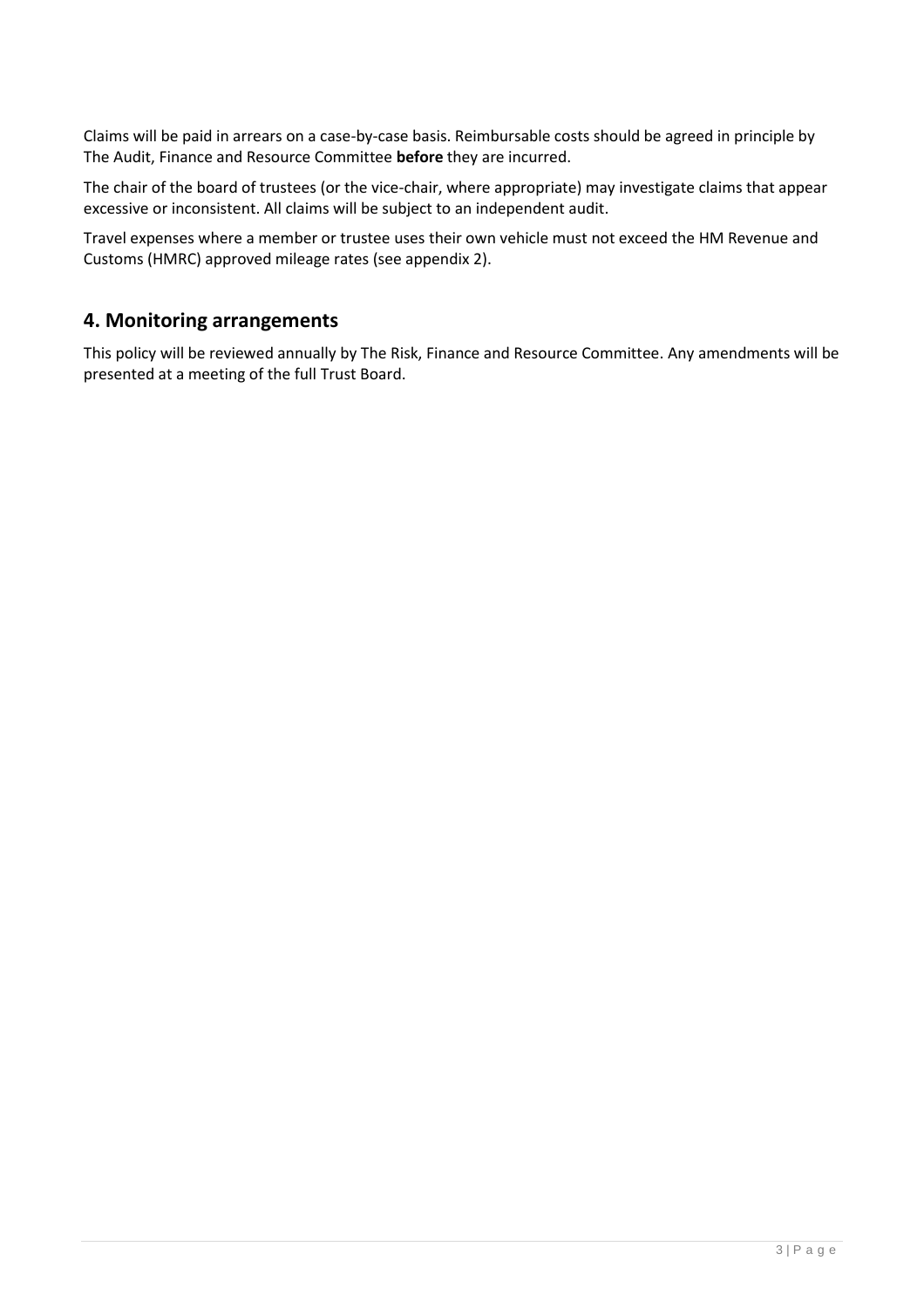Claims will be paid in arrears on a case-by-case basis. Reimbursable costs should be agreed in principle by The Audit, Finance and Resource Committee **before** they are incurred.

The chair of the board of trustees (or the vice-chair, where appropriate) may investigate claims that appear excessive or inconsistent. All claims will be subject to an independent audit.

Travel expenses where a member or trustee uses their own vehicle must not exceed the HM Revenue and Customs (HMRC) approved mileage rates (see appendix 2).

## 4. Monitoring arrangements

This policy will be reviewed annually by The Risk, Finance and Resource Committee. Any amendments will be presented at a meeting of the full Trust Board.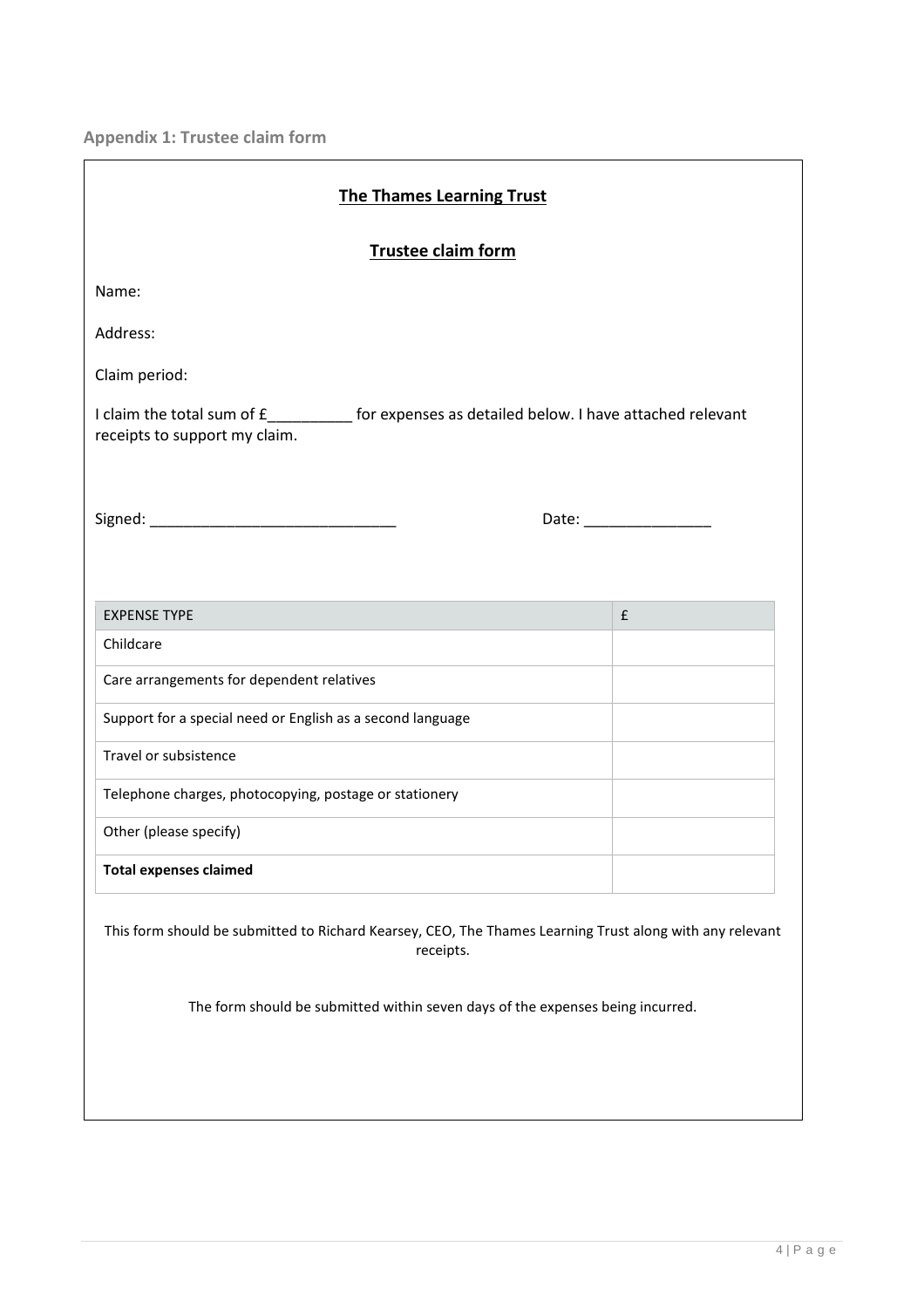## Appendix 1: Trustee claim form

**The Thames Learning Trust**

**Trustee claim form**

Name:

Address:

Claim period:

I claim the total sum of £__________ for expenses as detailed below. I have attached relevant receipts to support my claim.

Signed: ____________________________ Date: _______________

| EXPENSE TYPE | £ |
|---|---|
| Childcare | |
| Care arrangements for dependent relatives | |
| Support for a special need or English as a second language | |
| Travel or subsistence | |
| Telephone charges, photocopying, postage or stationery | |
| Other (please specify) | |
| **Total expenses claimed** | |

This form should be submitted to Richard Kearsey, CEO, The Thames Learning Trust along with any relevant receipts.

The form should be submitted within seven days of the expenses being incurred.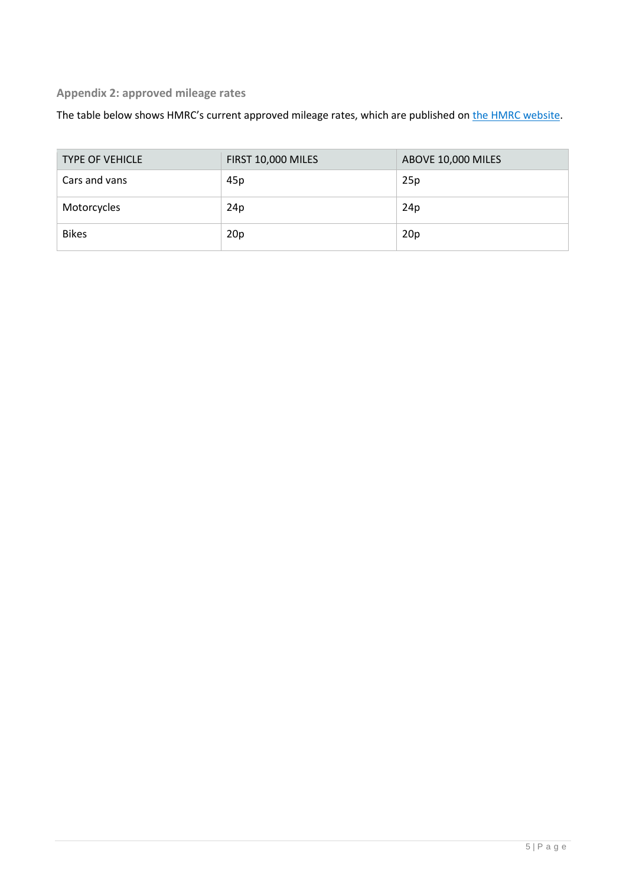### Appendix 2: approved mileage rates

The table below shows HMRC's current approved mileage rates, which are published on [the HMRC website](the HMRC website).

| TYPE OF VEHICLE | FIRST 10,000 MILES | ABOVE 10,000 MILES |
|---|---|---|
| Cars and vans | 45p | 25p |
| Motorcycles | 24p | 24p |
| Bikes | 20p | 20p |